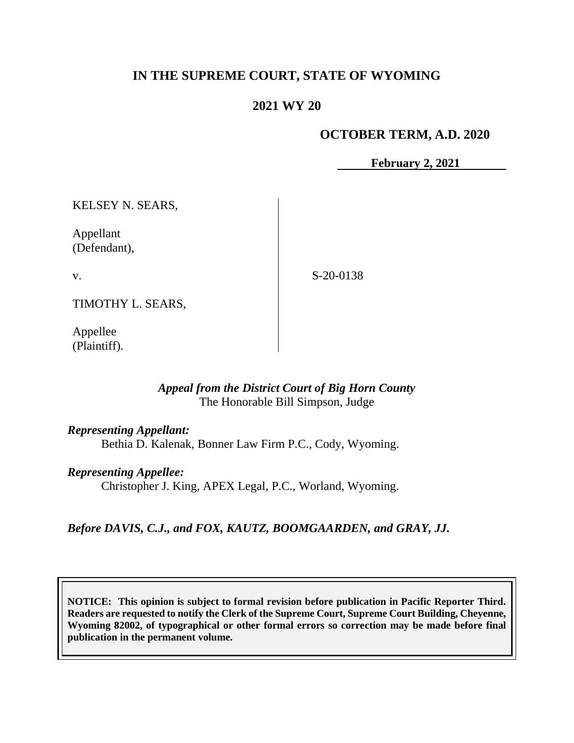# IN THE SUPREME COURT, STATE OF WYOMING

## 2021 WY 20

**OCTOBER TERM, A.D. 2020**

**February 2, 2021**

KELSEY N. SEARS,

Appellant
(Defendant),

v.

TIMOTHY L. SEARS,

Appellee
(Plaintiff).

S-20-0138

*Appeal from the District Court of Big Horn County*
The Honorable Bill Simpson, Judge

***Representing Appellant:***
Bethia D. Kalenak, Bonner Law Firm P.C., Cody, Wyoming.

***Representing Appellee:***
Christopher J. King, APEX Legal, P.C., Worland, Wyoming.

***Before DAVIS, C.J., and FOX, KAUTZ, BOOMGAARDEN, and GRAY, JJ.***

**NOTICE: This opinion is subject to formal revision before publication in Pacific Reporter Third. Readers are requested to notify the Clerk of the Supreme Court, Supreme Court Building, Cheyenne, Wyoming 82002, of typographical or other formal errors so correction may be made before final publication in the permanent volume.**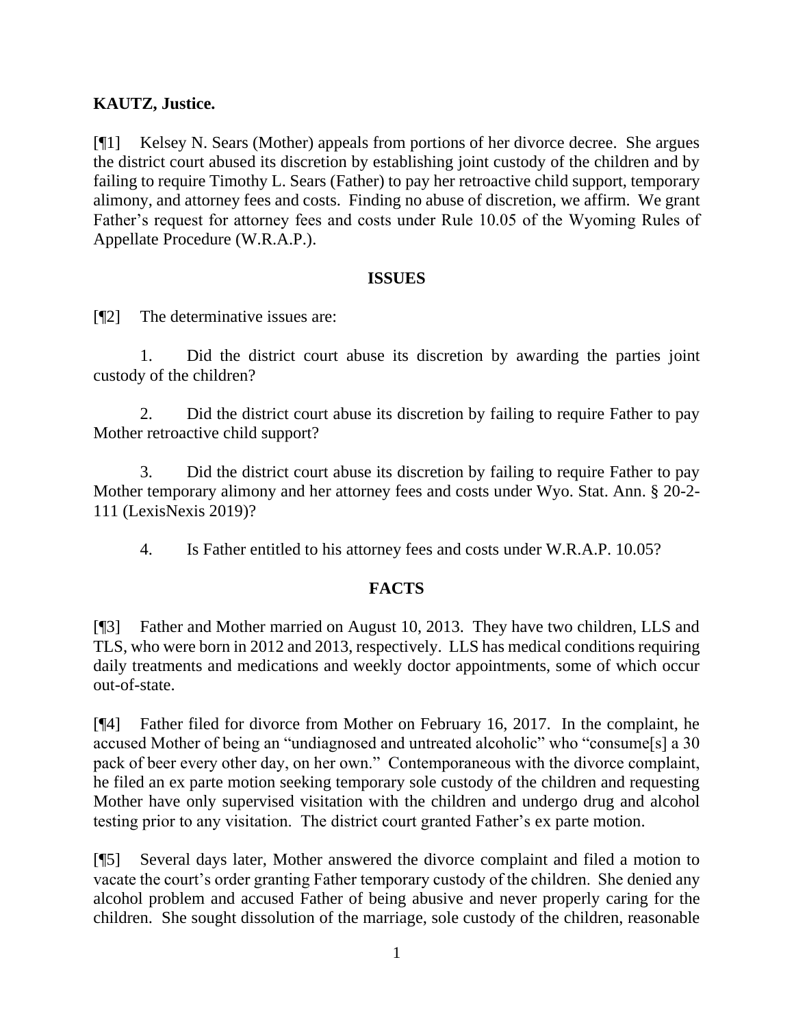**KAUTZ, Justice.**

[¶1] Kelsey N. Sears (Mother) appeals from portions of her divorce decree. She argues the district court abused its discretion by establishing joint custody of the children and by failing to require Timothy L. Sears (Father) to pay her retroactive child support, temporary alimony, and attorney fees and costs. Finding no abuse of discretion, we affirm. We grant Father's request for attorney fees and costs under Rule 10.05 of the Wyoming Rules of Appellate Procedure (W.R.A.P.).

## ISSUES

[¶2] The determinative issues are:

1. Did the district court abuse its discretion by awarding the parties joint custody of the children?

2. Did the district court abuse its discretion by failing to require Father to pay Mother retroactive child support?

3. Did the district court abuse its discretion by failing to require Father to pay Mother temporary alimony and her attorney fees and costs under Wyo. Stat. Ann. § 20-2-111 (LexisNexis 2019)?

4. Is Father entitled to his attorney fees and costs under W.R.A.P. 10.05?

## FACTS

[¶3] Father and Mother married on August 10, 2013. They have two children, LLS and TLS, who were born in 2012 and 2013, respectively. LLS has medical conditions requiring daily treatments and medications and weekly doctor appointments, some of which occur out-of-state.

[¶4] Father filed for divorce from Mother on February 16, 2017. In the complaint, he accused Mother of being an "undiagnosed and untreated alcoholic" who "consume[s] a 30 pack of beer every other day, on her own." Contemporaneous with the divorce complaint, he filed an ex parte motion seeking temporary sole custody of the children and requesting Mother have only supervised visitation with the children and undergo drug and alcohol testing prior to any visitation. The district court granted Father's ex parte motion.

[¶5] Several days later, Mother answered the divorce complaint and filed a motion to vacate the court's order granting Father temporary custody of the children. She denied any alcohol problem and accused Father of being abusive and never properly caring for the children. She sought dissolution of the marriage, sole custody of the children, reasonable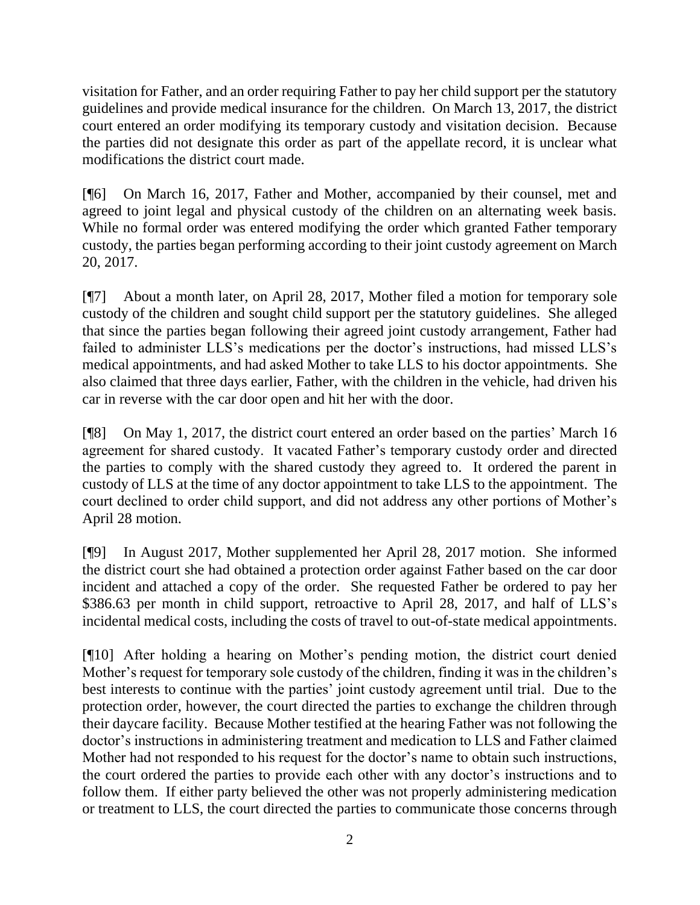visitation for Father, and an order requiring Father to pay her child support per the statutory guidelines and provide medical insurance for the children. On March 13, 2017, the district court entered an order modifying its temporary custody and visitation decision. Because the parties did not designate this order as part of the appellate record, it is unclear what modifications the district court made.

[¶6] On March 16, 2017, Father and Mother, accompanied by their counsel, met and agreed to joint legal and physical custody of the children on an alternating week basis. While no formal order was entered modifying the order which granted Father temporary custody, the parties began performing according to their joint custody agreement on March 20, 2017.

[¶7] About a month later, on April 28, 2017, Mother filed a motion for temporary sole custody of the children and sought child support per the statutory guidelines. She alleged that since the parties began following their agreed joint custody arrangement, Father had failed to administer LLS's medications per the doctor's instructions, had missed LLS's medical appointments, and had asked Mother to take LLS to his doctor appointments. She also claimed that three days earlier, Father, with the children in the vehicle, had driven his car in reverse with the car door open and hit her with the door.

[¶8] On May 1, 2017, the district court entered an order based on the parties' March 16 agreement for shared custody. It vacated Father's temporary custody order and directed the parties to comply with the shared custody they agreed to. It ordered the parent in custody of LLS at the time of any doctor appointment to take LLS to the appointment. The court declined to order child support, and did not address any other portions of Mother's April 28 motion.

[¶9] In August 2017, Mother supplemented her April 28, 2017 motion. She informed the district court she had obtained a protection order against Father based on the car door incident and attached a copy of the order. She requested Father be ordered to pay her $386.63 per month in child support, retroactive to April 28, 2017, and half of LLS's incidental medical costs, including the costs of travel to out-of-state medical appointments.

[¶10] After holding a hearing on Mother's pending motion, the district court denied Mother's request for temporary sole custody of the children, finding it was in the children's best interests to continue with the parties' joint custody agreement until trial. Due to the protection order, however, the court directed the parties to exchange the children through their daycare facility. Because Mother testified at the hearing Father was not following the doctor's instructions in administering treatment and medication to LLS and Father claimed Mother had not responded to his request for the doctor's name to obtain such instructions, the court ordered the parties to provide each other with any doctor's instructions and to follow them. If either party believed the other was not properly administering medication or treatment to LLS, the court directed the parties to communicate those concerns through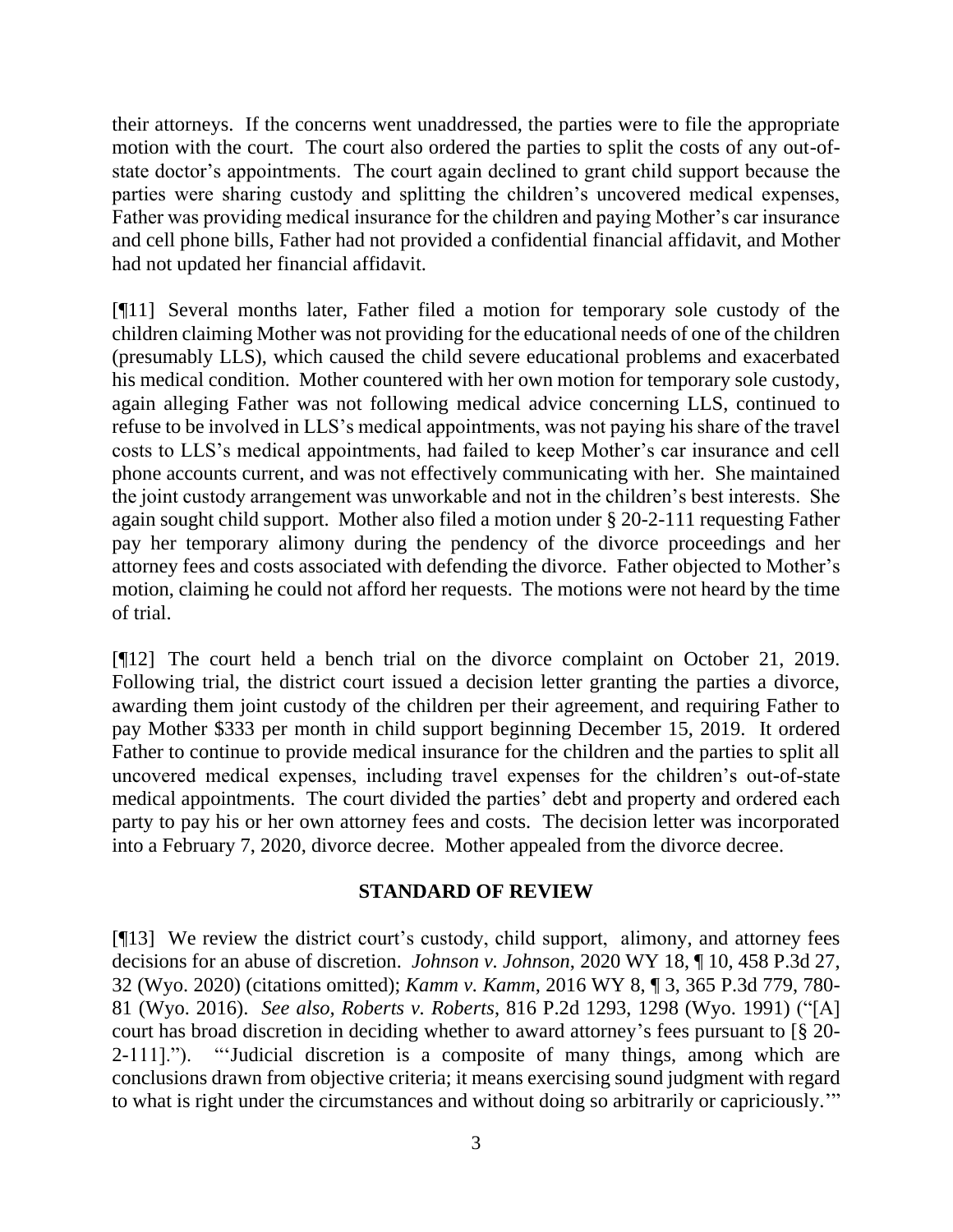their attorneys. If the concerns went unaddressed, the parties were to file the appropriate motion with the court. The court also ordered the parties to split the costs of any out-of-state doctor's appointments. The court again declined to grant child support because the parties were sharing custody and splitting the children's uncovered medical expenses, Father was providing medical insurance for the children and paying Mother's car insurance and cell phone bills, Father had not provided a confidential financial affidavit, and Mother had not updated her financial affidavit.

[¶11] Several months later, Father filed a motion for temporary sole custody of the children claiming Mother was not providing for the educational needs of one of the children (presumably LLS), which caused the child severe educational problems and exacerbated his medical condition. Mother countered with her own motion for temporary sole custody, again alleging Father was not following medical advice concerning LLS, continued to refuse to be involved in LLS's medical appointments, was not paying his share of the travel costs to LLS's medical appointments, had failed to keep Mother's car insurance and cell phone accounts current, and was not effectively communicating with her. She maintained the joint custody arrangement was unworkable and not in the children's best interests. She again sought child support. Mother also filed a motion under § 20-2-111 requesting Father pay her temporary alimony during the pendency of the divorce proceedings and her attorney fees and costs associated with defending the divorce. Father objected to Mother's motion, claiming he could not afford her requests. The motions were not heard by the time of trial.

[¶12] The court held a bench trial on the divorce complaint on October 21, 2019. Following trial, the district court issued a decision letter granting the parties a divorce, awarding them joint custody of the children per their agreement, and requiring Father to pay Mother $333 per month in child support beginning December 15, 2019. It ordered Father to continue to provide medical insurance for the children and the parties to split all uncovered medical expenses, including travel expenses for the children's out-of-state medical appointments. The court divided the parties' debt and property and ordered each party to pay his or her own attorney fees and costs. The decision letter was incorporated into a February 7, 2020, divorce decree. Mother appealed from the divorce decree.

## STANDARD OF REVIEW

[¶13] We review the district court's custody, child support, alimony, and attorney fees decisions for an abuse of discretion. *Johnson v. Johnson*, 2020 WY 18, ¶ 10, 458 P.3d 27, 32 (Wyo. 2020) (citations omitted); *Kamm v. Kamm*, 2016 WY 8, ¶ 3, 365 P.3d 779, 780-81 (Wyo. 2016). *See also, Roberts v. Roberts*, 816 P.2d 1293, 1298 (Wyo. 1991) ("[A] court has broad discretion in deciding whether to award attorney's fees pursuant to [§ 20-2-111]."). "'Judicial discretion is a composite of many things, among which are conclusions drawn from objective criteria; it means exercising sound judgment with regard to what is right under the circumstances and without doing so arbitrarily or capriciously.'"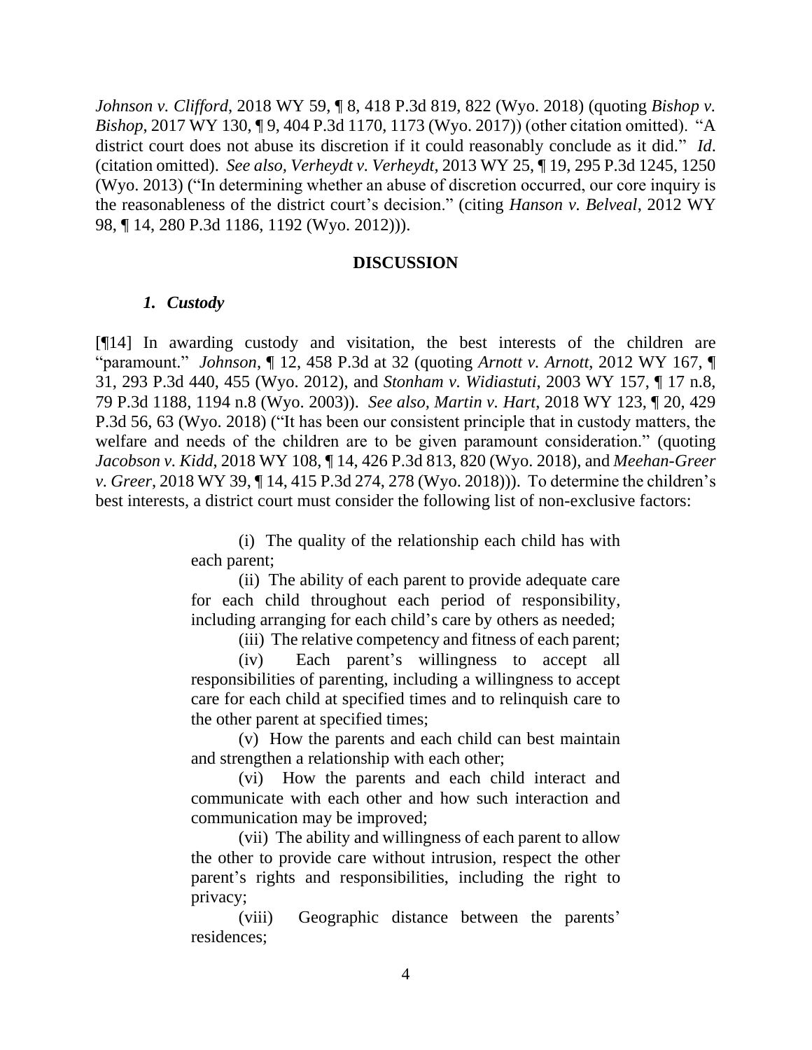*Johnson v. Clifford*, 2018 WY 59, ¶ 8, 418 P.3d 819, 822 (Wyo. 2018) (quoting *Bishop v. Bishop*, 2017 WY 130, ¶ 9, 404 P.3d 1170, 1173 (Wyo. 2017)) (other citation omitted). "A district court does not abuse its discretion if it could reasonably conclude as it did." *Id*. (citation omitted). *See also, Verheydt v. Verheydt*, 2013 WY 25, ¶ 19, 295 P.3d 1245, 1250 (Wyo. 2013) ("In determining whether an abuse of discretion occurred, our core inquiry is the reasonableness of the district court's decision." (citing *Hanson v. Belveal*, 2012 WY 98, ¶ 14, 280 P.3d 1186, 1192 (Wyo. 2012))).

## DISCUSSION

### *1. Custody*

[¶14] In awarding custody and visitation, the best interests of the children are "paramount." *Johnson*, ¶ 12, 458 P.3d at 32 (quoting *Arnott v. Arnott*, 2012 WY 167, ¶ 31, 293 P.3d 440, 455 (Wyo. 2012), and *Stonham v. Widiastuti*, 2003 WY 157, ¶ 17 n.8, 79 P.3d 1188, 1194 n.8 (Wyo. 2003)). *See also, Martin v. Hart*, 2018 WY 123, ¶ 20, 429 P.3d 56, 63 (Wyo. 2018) ("It has been our consistent principle that in custody matters, the welfare and needs of the children are to be given paramount consideration." (quoting *Jacobson v. Kidd*, 2018 WY 108, ¶ 14, 426 P.3d 813, 820 (Wyo. 2018), and *Meehan-Greer v. Greer*, 2018 WY 39, ¶ 14, 415 P.3d 274, 278 (Wyo. 2018))). To determine the children's best interests, a district court must consider the following list of non-exclusive factors:

> (i) The quality of the relationship each child has with each parent;
>
> (ii) The ability of each parent to provide adequate care for each child throughout each period of responsibility, including arranging for each child's care by others as needed;
>
> (iii) The relative competency and fitness of each parent;
>
> (iv) Each parent's willingness to accept all responsibilities of parenting, including a willingness to accept care for each child at specified times and to relinquish care to the other parent at specified times;
>
> (v) How the parents and each child can best maintain and strengthen a relationship with each other;
>
> (vi) How the parents and each child interact and communicate with each other and how such interaction and communication may be improved;
>
> (vii) The ability and willingness of each parent to allow the other to provide care without intrusion, respect the other parent's rights and responsibilities, including the right to privacy;
>
> (viii) Geographic distance between the parents' residences;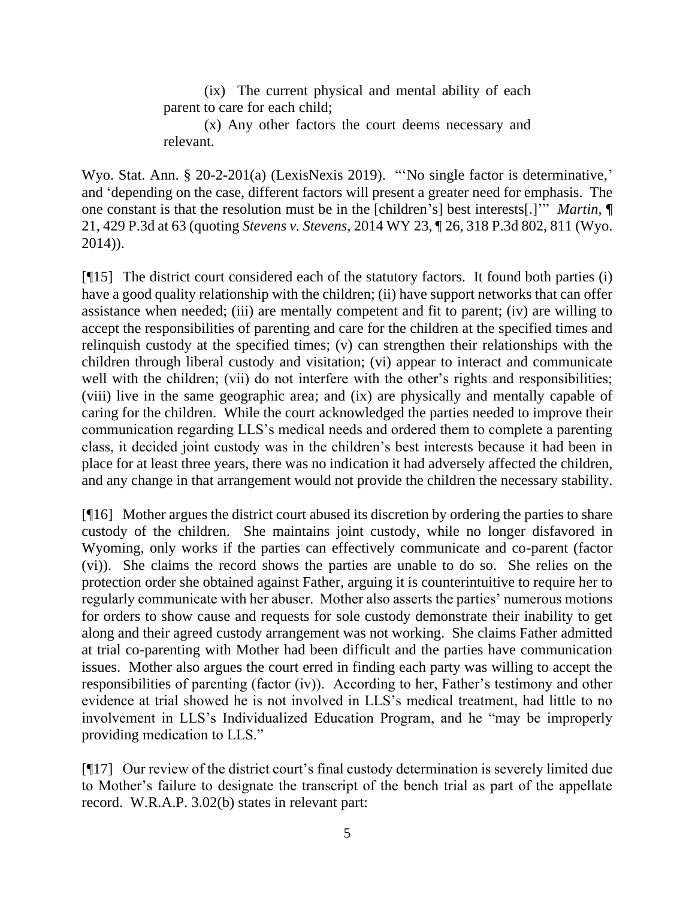> (ix) The current physical and mental ability of each parent to care for each child;
>
> (x) Any other factors the court deems necessary and relevant.

Wyo. Stat. Ann. § 20-2-201(a) (LexisNexis 2019). "'No single factor is determinative,' and 'depending on the case, different factors will present a greater need for emphasis. The one constant is that the resolution must be in the [children's] best interests[.]'" *Martin*, ¶ 21, 429 P.3d at 63 (quoting *Stevens v. Stevens*, 2014 WY 23, ¶ 26, 318 P.3d 802, 811 (Wyo. 2014)).

[¶15] The district court considered each of the statutory factors. It found both parties (i) have a good quality relationship with the children; (ii) have support networks that can offer assistance when needed; (iii) are mentally competent and fit to parent; (iv) are willing to accept the responsibilities of parenting and care for the children at the specified times and relinquish custody at the specified times; (v) can strengthen their relationships with the children through liberal custody and visitation; (vi) appear to interact and communicate well with the children; (vii) do not interfere with the other's rights and responsibilities; (viii) live in the same geographic area; and (ix) are physically and mentally capable of caring for the children. While the court acknowledged the parties needed to improve their communication regarding LLS's medical needs and ordered them to complete a parenting class, it decided joint custody was in the children's best interests because it had been in place for at least three years, there was no indication it had adversely affected the children, and any change in that arrangement would not provide the children the necessary stability.

[¶16] Mother argues the district court abused its discretion by ordering the parties to share custody of the children. She maintains joint custody, while no longer disfavored in Wyoming, only works if the parties can effectively communicate and co-parent (factor (vi)). She claims the record shows the parties are unable to do so. She relies on the protection order she obtained against Father, arguing it is counterintuitive to require her to regularly communicate with her abuser. Mother also asserts the parties' numerous motions for orders to show cause and requests for sole custody demonstrate their inability to get along and their agreed custody arrangement was not working. She claims Father admitted at trial co-parenting with Mother had been difficult and the parties have communication issues. Mother also argues the court erred in finding each party was willing to accept the responsibilities of parenting (factor (iv)). According to her, Father's testimony and other evidence at trial showed he is not involved in LLS's medical treatment, had little to no involvement in LLS's Individualized Education Program, and he "may be improperly providing medication to LLS."

[¶17] Our review of the district court's final custody determination is severely limited due to Mother's failure to designate the transcript of the bench trial as part of the appellate record. W.R.A.P. 3.02(b) states in relevant part: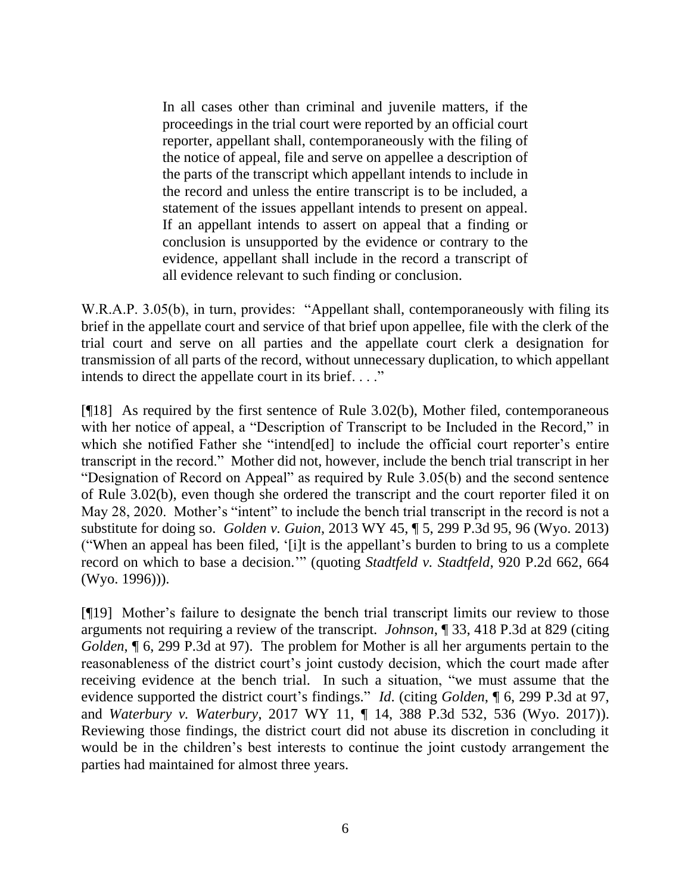> In all cases other than criminal and juvenile matters, if the proceedings in the trial court were reported by an official court reporter, appellant shall, contemporaneously with the filing of the notice of appeal, file and serve on appellee a description of the parts of the transcript which appellant intends to include in the record and unless the entire transcript is to be included, a statement of the issues appellant intends to present on appeal. If an appellant intends to assert on appeal that a finding or conclusion is unsupported by the evidence or contrary to the evidence, appellant shall include in the record a transcript of all evidence relevant to such finding or conclusion.

W.R.A.P. 3.05(b), in turn, provides: "Appellant shall, contemporaneously with filing its brief in the appellate court and service of that brief upon appellee, file with the clerk of the trial court and serve on all parties and the appellate court clerk a designation for transmission of all parts of the record, without unnecessary duplication, to which appellant intends to direct the appellate court in its brief. . . ."

[¶18] As required by the first sentence of Rule 3.02(b), Mother filed, contemporaneous with her notice of appeal, a "Description of Transcript to be Included in the Record," in which she notified Father she "intend[ed] to include the official court reporter's entire transcript in the record." Mother did not, however, include the bench trial transcript in her "Designation of Record on Appeal" as required by Rule 3.05(b) and the second sentence of Rule 3.02(b), even though she ordered the transcript and the court reporter filed it on May 28, 2020. Mother's "intent" to include the bench trial transcript in the record is not a substitute for doing so. *Golden v. Guion*, 2013 WY 45, ¶ 5, 299 P.3d 95, 96 (Wyo. 2013) ("When an appeal has been filed, '[i]t is the appellant's burden to bring to us a complete record on which to base a decision.'" (quoting *Stadtfeld v. Stadtfeld*, 920 P.2d 662, 664 (Wyo. 1996))).

[¶19] Mother's failure to designate the bench trial transcript limits our review to those arguments not requiring a review of the transcript. *Johnson*, ¶ 33, 418 P.3d at 829 (citing *Golden*, ¶ 6, 299 P.3d at 97). The problem for Mother is all her arguments pertain to the reasonableness of the district court's joint custody decision, which the court made after receiving evidence at the bench trial. In such a situation, "we must assume that the evidence supported the district court's findings." *Id.* (citing *Golden*, ¶ 6, 299 P.3d at 97, and *Waterbury v. Waterbury*, 2017 WY 11, ¶ 14, 388 P.3d 532, 536 (Wyo. 2017)). Reviewing those findings, the district court did not abuse its discretion in concluding it would be in the children's best interests to continue the joint custody arrangement the parties had maintained for almost three years.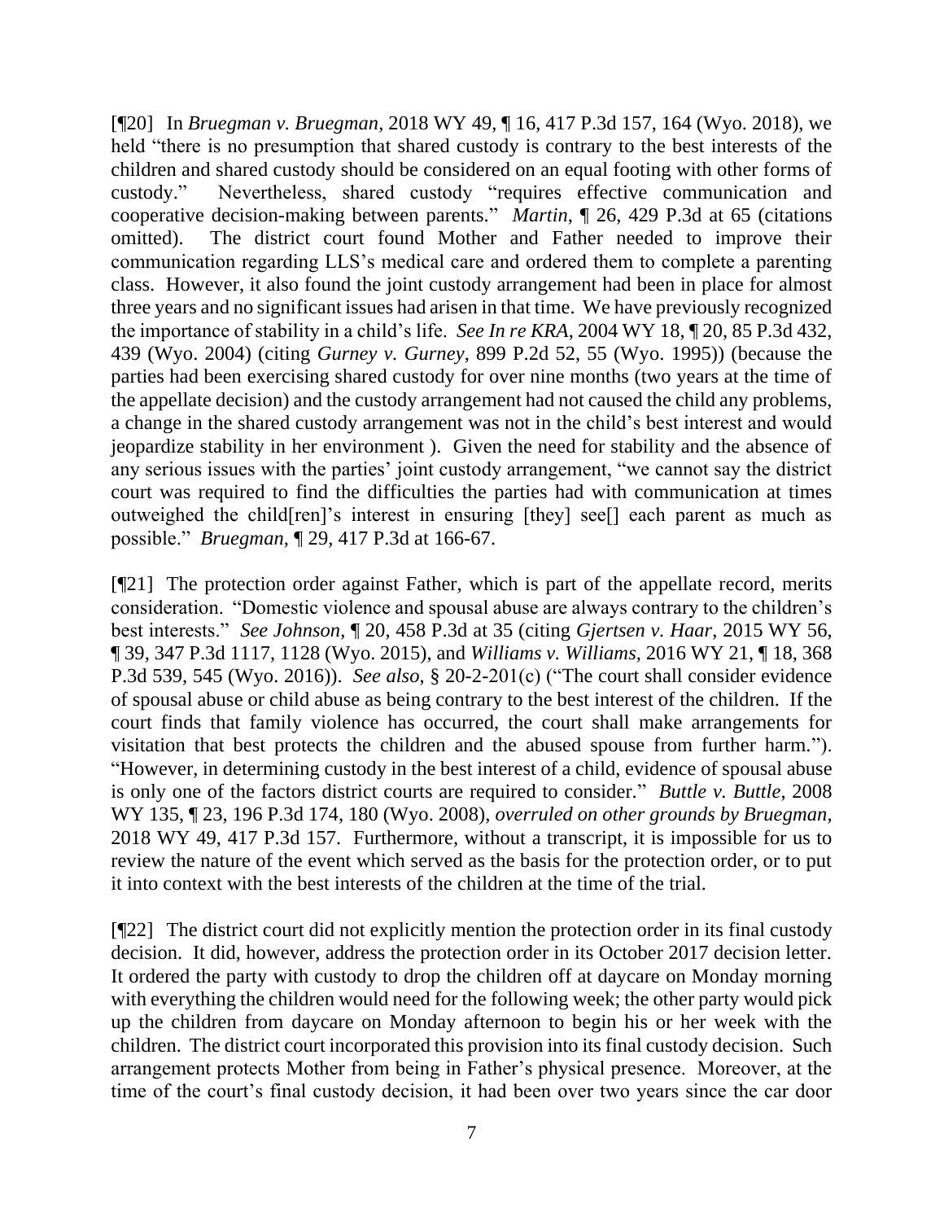[¶20] In *Bruegman v. Bruegman*, 2018 WY 49, ¶ 16, 417 P.3d 157, 164 (Wyo. 2018), we held "there is no presumption that shared custody is contrary to the best interests of the children and shared custody should be considered on an equal footing with other forms of custody." Nevertheless, shared custody "requires effective communication and cooperative decision-making between parents." *Martin*, ¶ 26, 429 P.3d at 65 (citations omitted). The district court found Mother and Father needed to improve their communication regarding LLS's medical care and ordered them to complete a parenting class. However, it also found the joint custody arrangement had been in place for almost three years and no significant issues had arisen in that time. We have previously recognized the importance of stability in a child's life. *See In re KRA*, 2004 WY 18, ¶ 20, 85 P.3d 432, 439 (Wyo. 2004) (citing *Gurney v. Gurney*, 899 P.2d 52, 55 (Wyo. 1995)) (because the parties had been exercising shared custody for over nine months (two years at the time of the appellate decision) and the custody arrangement had not caused the child any problems, a change in the shared custody arrangement was not in the child's best interest and would jeopardize stability in her environment ). Given the need for stability and the absence of any serious issues with the parties' joint custody arrangement, "we cannot say the district court was required to find the difficulties the parties had with communication at times outweighed the child[ren]'s interest in ensuring [they] see[] each parent as much as possible." *Bruegman*, ¶ 29, 417 P.3d at 166-67.

[¶21] The protection order against Father, which is part of the appellate record, merits consideration. "Domestic violence and spousal abuse are always contrary to the children's best interests." *See Johnson*, ¶ 20, 458 P.3d at 35 (citing *Gjertsen v. Haar*, 2015 WY 56, ¶ 39, 347 P.3d 1117, 1128 (Wyo. 2015), and *Williams v. Williams*, 2016 WY 21, ¶ 18, 368 P.3d 539, 545 (Wyo. 2016)). *See also*, § 20-2-201(c) ("The court shall consider evidence of spousal abuse or child abuse as being contrary to the best interest of the children. If the court finds that family violence has occurred, the court shall make arrangements for visitation that best protects the children and the abused spouse from further harm."). "However, in determining custody in the best interest of a child, evidence of spousal abuse is only one of the factors district courts are required to consider." *Buttle v. Buttle*, 2008 WY 135, ¶ 23, 196 P.3d 174, 180 (Wyo. 2008), *overruled on other grounds by Bruegman*, 2018 WY 49, 417 P.3d 157. Furthermore, without a transcript, it is impossible for us to review the nature of the event which served as the basis for the protection order, or to put it into context with the best interests of the children at the time of the trial.

[¶22] The district court did not explicitly mention the protection order in its final custody decision. It did, however, address the protection order in its October 2017 decision letter. It ordered the party with custody to drop the children off at daycare on Monday morning with everything the children would need for the following week; the other party would pick up the children from daycare on Monday afternoon to begin his or her week with the children. The district court incorporated this provision into its final custody decision. Such arrangement protects Mother from being in Father's physical presence. Moreover, at the time of the court's final custody decision, it had been over two years since the car door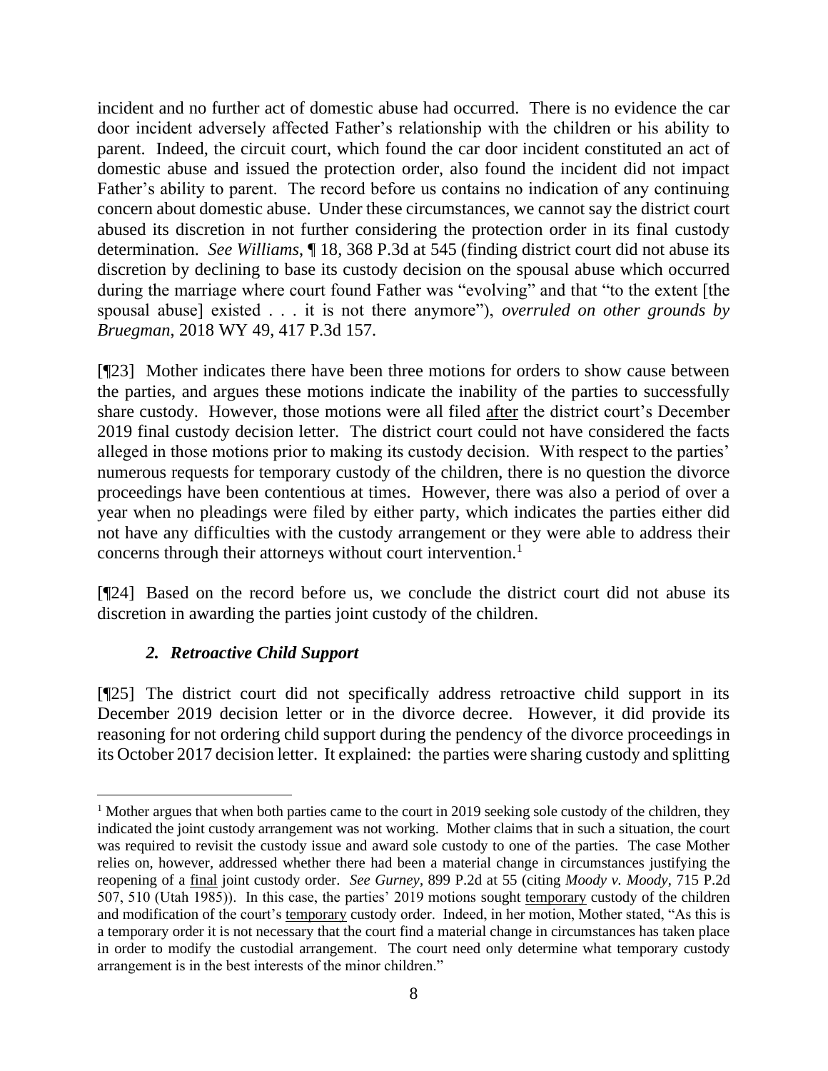incident and no further act of domestic abuse had occurred. There is no evidence the car door incident adversely affected Father's relationship with the children or his ability to parent. Indeed, the circuit court, which found the car door incident constituted an act of domestic abuse and issued the protection order, also found the incident did not impact Father's ability to parent. The record before us contains no indication of any continuing concern about domestic abuse. Under these circumstances, we cannot say the district court abused its discretion in not further considering the protection order in its final custody determination. *See Williams*, ¶ 18, 368 P.3d at 545 (finding district court did not abuse its discretion by declining to base its custody decision on the spousal abuse which occurred during the marriage where court found Father was "evolving" and that "to the extent [the spousal abuse] existed . . . it is not there anymore"), *overruled on other grounds by Bruegman*, 2018 WY 49, 417 P.3d 157.

[¶23] Mother indicates there have been three motions for orders to show cause between the parties, and argues these motions indicate the inability of the parties to successfully share custody. However, those motions were all filed <u>after</u> the district court's December 2019 final custody decision letter. The district court could not have considered the facts alleged in those motions prior to making its custody decision. With respect to the parties' numerous requests for temporary custody of the children, there is no question the divorce proceedings have been contentious at times. However, there was also a period of over a year when no pleadings were filed by either party, which indicates the parties either did not have any difficulties with the custody arrangement or they were able to address their concerns through their attorneys without court intervention.[1]

[¶24] Based on the record before us, we conclude the district court did not abuse its discretion in awarding the parties joint custody of the children.

### *2. Retroactive Child Support*

[¶25] The district court did not specifically address retroactive child support in its December 2019 decision letter or in the divorce decree. However, it did provide its reasoning for not ordering child support during the pendency of the divorce proceedings in its October 2017 decision letter. It explained: the parties were sharing custody and splitting

---

[1] Mother argues that when both parties came to the court in 2019 seeking sole custody of the children, they indicated the joint custody arrangement was not working. Mother claims that in such a situation, the court was required to revisit the custody issue and award sole custody to one of the parties. The case Mother relies on, however, addressed whether there had been a material change in circumstances justifying the reopening of a <u>final</u> joint custody order. *See Gurney*, 899 P.2d at 55 (citing *Moody v. Moody*, 715 P.2d 507, 510 (Utah 1985)). In this case, the parties' 2019 motions sought <u>temporary</u> custody of the children and modification of the court's <u>temporary</u> custody order. Indeed, in her motion, Mother stated, "As this is a temporary order it is not necessary that the court find a material change in circumstances has taken place in order to modify the custodial arrangement. The court need only determine what temporary custody arrangement is in the best interests of the minor children."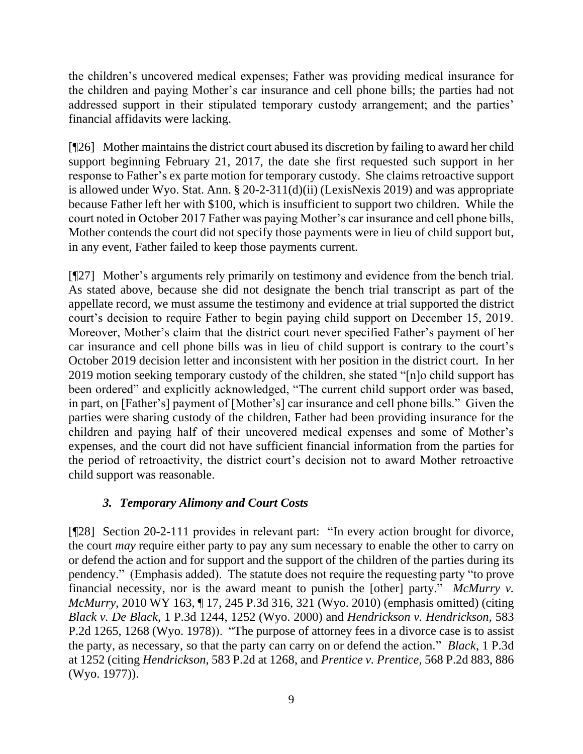the children's uncovered medical expenses; Father was providing medical insurance for the children and paying Mother's car insurance and cell phone bills; the parties had not addressed support in their stipulated temporary custody arrangement; and the parties' financial affidavits were lacking.

[¶26] Mother maintains the district court abused its discretion by failing to award her child support beginning February 21, 2017, the date she first requested such support in her response to Father's ex parte motion for temporary custody. She claims retroactive support is allowed under Wyo. Stat. Ann. § 20-2-311(d)(ii) (LexisNexis 2019) and was appropriate because Father left her with $100, which is insufficient to support two children. While the court noted in October 2017 Father was paying Mother's car insurance and cell phone bills, Mother contends the court did not specify those payments were in lieu of child support but, in any event, Father failed to keep those payments current.

[¶27] Mother's arguments rely primarily on testimony and evidence from the bench trial. As stated above, because she did not designate the bench trial transcript as part of the appellate record, we must assume the testimony and evidence at trial supported the district court's decision to require Father to begin paying child support on December 15, 2019. Moreover, Mother's claim that the district court never specified Father's payment of her car insurance and cell phone bills was in lieu of child support is contrary to the court's October 2019 decision letter and inconsistent with her position in the district court. In her 2019 motion seeking temporary custody of the children, she stated "[n]o child support has been ordered" and explicitly acknowledged, "The current child support order was based, in part, on [Father's] payment of [Mother's] car insurance and cell phone bills." Given the parties were sharing custody of the children, Father had been providing insurance for the children and paying half of their uncovered medical expenses and some of Mother's expenses, and the court did not have sufficient financial information from the parties for the period of retroactivity, the district court's decision not to award Mother retroactive child support was reasonable.

### *3. Temporary Alimony and Court Costs*

[¶28] Section 20-2-111 provides in relevant part: "In every action brought for divorce, the court *may* require either party to pay any sum necessary to enable the other to carry on or defend the action and for support and the support of the children of the parties during its pendency." (Emphasis added). The statute does not require the requesting party "to prove financial necessity, nor is the award meant to punish the [other] party." *McMurry v. McMurry*, 2010 WY 163, ¶ 17, 245 P.3d 316, 321 (Wyo. 2010) (emphasis omitted) (citing *Black v. De Black*, 1 P.3d 1244, 1252 (Wyo. 2000) and *Hendrickson v. Hendrickson*, 583 P.2d 1265, 1268 (Wyo. 1978)). "The purpose of attorney fees in a divorce case is to assist the party, as necessary, so that the party can carry on or defend the action." *Black*, 1 P.3d at 1252 (citing *Hendrickson*, 583 P.2d at 1268, and *Prentice v. Prentice*, 568 P.2d 883, 886 (Wyo. 1977)).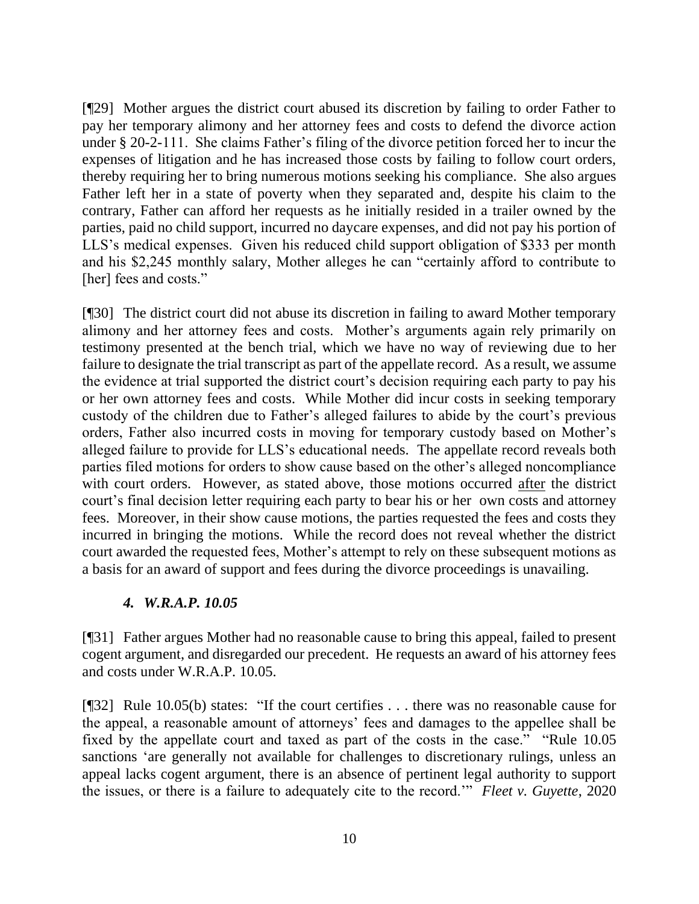[¶29] Mother argues the district court abused its discretion by failing to order Father to pay her temporary alimony and her attorney fees and costs to defend the divorce action under § 20-2-111. She claims Father's filing of the divorce petition forced her to incur the expenses of litigation and he has increased those costs by failing to follow court orders, thereby requiring her to bring numerous motions seeking his compliance. She also argues Father left her in a state of poverty when they separated and, despite his claim to the contrary, Father can afford her requests as he initially resided in a trailer owned by the parties, paid no child support, incurred no daycare expenses, and did not pay his portion of LLS's medical expenses. Given his reduced child support obligation of $333 per month and his $2,245 monthly salary, Mother alleges he can "certainly afford to contribute to [her] fees and costs."

[¶30] The district court did not abuse its discretion in failing to award Mother temporary alimony and her attorney fees and costs. Mother's arguments again rely primarily on testimony presented at the bench trial, which we have no way of reviewing due to her failure to designate the trial transcript as part of the appellate record. As a result, we assume the evidence at trial supported the district court's decision requiring each party to pay his or her own attorney fees and costs. While Mother did incur costs in seeking temporary custody of the children due to Father's alleged failures to abide by the court's previous orders, Father also incurred costs in moving for temporary custody based on Mother's alleged failure to provide for LLS's educational needs. The appellate record reveals both parties filed motions for orders to show cause based on the other's alleged noncompliance with court orders. However, as stated above, those motions occurred <u>after</u> the district court's final decision letter requiring each party to bear his or her own costs and attorney fees. Moreover, in their show cause motions, the parties requested the fees and costs they incurred in bringing the motions. While the record does not reveal whether the district court awarded the requested fees, Mother's attempt to rely on these subsequent motions as a basis for an award of support and fees during the divorce proceedings is unavailing.

### *4. W.R.A.P. 10.05*

[¶31] Father argues Mother had no reasonable cause to bring this appeal, failed to present cogent argument, and disregarded our precedent. He requests an award of his attorney fees and costs under W.R.A.P. 10.05.

[¶32] Rule 10.05(b) states: "If the court certifies . . . there was no reasonable cause for the appeal, a reasonable amount of attorneys' fees and damages to the appellee shall be fixed by the appellate court and taxed as part of the costs in the case." "Rule 10.05 sanctions 'are generally not available for challenges to discretionary rulings, unless an appeal lacks cogent argument, there is an absence of pertinent legal authority to support the issues, or there is a failure to adequately cite to the record.'" *Fleet v. Guyette*, 2020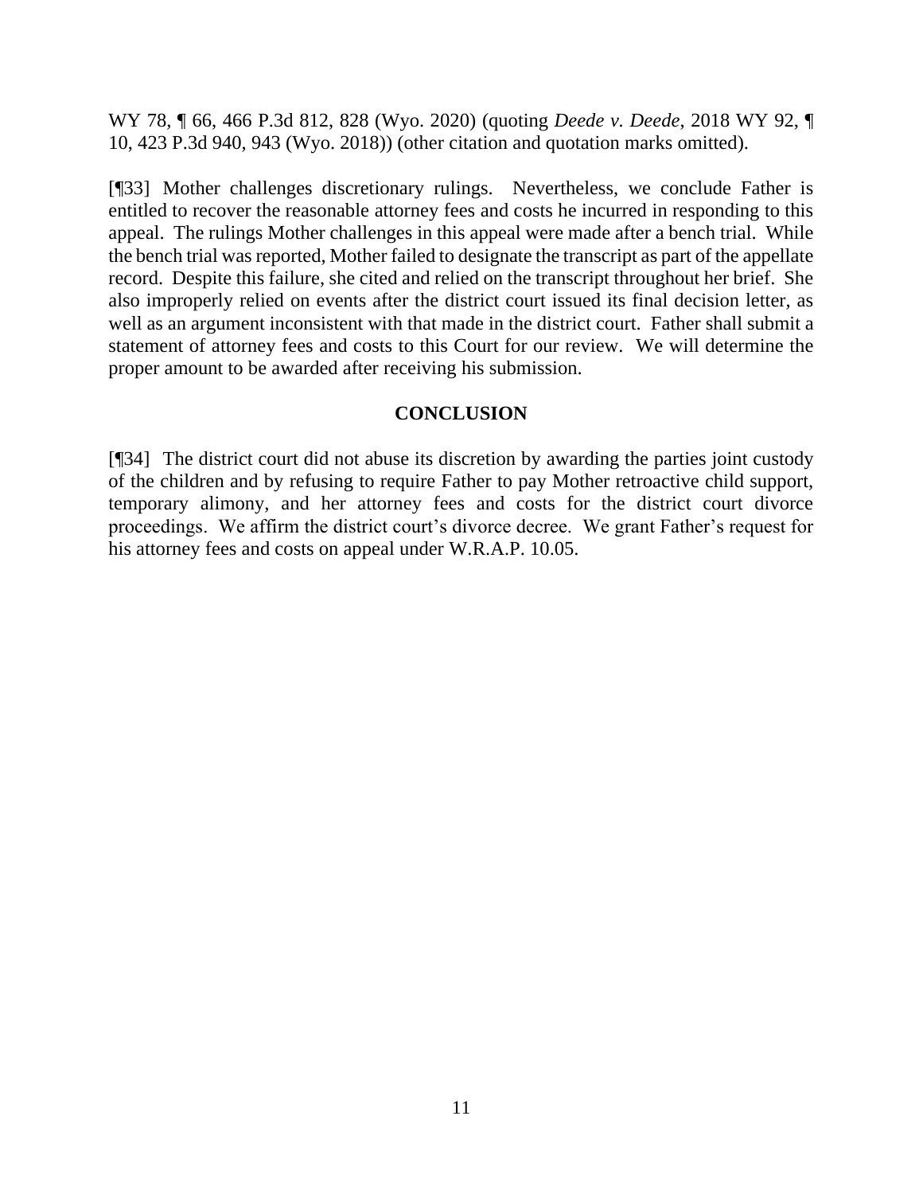WY 78, ¶ 66, 466 P.3d 812, 828 (Wyo. 2020) (quoting *Deede v. Deede*, 2018 WY 92, ¶ 10, 423 P.3d 940, 943 (Wyo. 2018)) (other citation and quotation marks omitted).

[¶33] Mother challenges discretionary rulings. Nevertheless, we conclude Father is entitled to recover the reasonable attorney fees and costs he incurred in responding to this appeal. The rulings Mother challenges in this appeal were made after a bench trial. While the bench trial was reported, Mother failed to designate the transcript as part of the appellate record. Despite this failure, she cited and relied on the transcript throughout her brief. She also improperly relied on events after the district court issued its final decision letter, as well as an argument inconsistent with that made in the district court. Father shall submit a statement of attorney fees and costs to this Court for our review. We will determine the proper amount to be awarded after receiving his submission.

## CONCLUSION

[¶34] The district court did not abuse its discretion by awarding the parties joint custody of the children and by refusing to require Father to pay Mother retroactive child support, temporary alimony, and her attorney fees and costs for the district court divorce proceedings. We affirm the district court's divorce decree. We grant Father's request for his attorney fees and costs on appeal under W.R.A.P. 10.05.